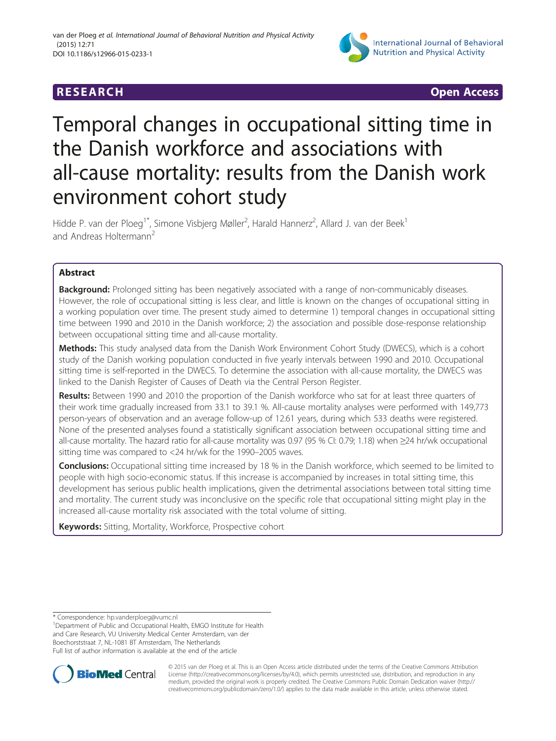RESEARCH Open Access

# Temporal changes in occupational sitting time in the Danish workforce and associations with all-cause mortality: results from the Danish work environment cohort study

Hidde P. van der Ploeg[1*], Simone Visbjerg Møller[2], Harald Hannerz[2], Allard J. van der Beek[1] and Andreas Holtermann[2]

## Abstract

**Background:** Prolonged sitting has been negatively associated with a range of non-communicably diseases. However, the role of occupational sitting is less clear, and little is known on the changes of occupational sitting in a working population over time. The present study aimed to determine 1) temporal changes in occupational sitting time between 1990 and 2010 in the Danish workforce; 2) the association and possible dose-response relationship between occupational sitting time and all-cause mortality.

**Methods:** This study analysed data from the Danish Work Environment Cohort Study (DWECS), which is a cohort study of the Danish working population conducted in five yearly intervals between 1990 and 2010. Occupational sitting time is self-reported in the DWECS. To determine the association with all-cause mortality, the DWECS was linked to the Danish Register of Causes of Death via the Central Person Register.

**Results:** Between 1990 and 2010 the proportion of the Danish workforce who sat for at least three quarters of their work time gradually increased from 33.1 to 39.1 %. All-cause mortality analyses were performed with 149,773 person-years of observation and an average follow-up of 12.61 years, during which 533 deaths were registered. None of the presented analyses found a statistically significant association between occupational sitting time and all-cause mortality. The hazard ratio for all-cause mortality was 0.97 (95 % CI: 0.79; 1.18) when ≥24 hr/wk occupational sitting time was compared to <24 hr/wk for the 1990–2005 waves.

**Conclusions:** Occupational sitting time increased by 18 % in the Danish workforce, which seemed to be limited to people with high socio-economic status. If this increase is accompanied by increases in total sitting time, this development has serious public health implications, given the detrimental associations between total sitting time and mortality. The current study was inconclusive on the specific role that occupational sitting might play in the increased all-cause mortality risk associated with the total volume of sitting.

**Keywords:** Sitting, Mortality, Workforce, Prospective cohort

* Correspondence: hp.vanderploeg@vumc.nl
[1]Department of Public and Occupational Health, EMGO Institute for Health and Care Research, VU University Medical Center Amsterdam, van der Boechorststraat 7, NL-1081 BT Amsterdam, The Netherlands
Full list of author information is available at the end of the article

© 2015 van der Ploeg et al. This is an Open Access article distributed under the terms of the Creative Commons Attribution License (http://creativecommons.org/licenses/by/4.0), which permits unrestricted use, distribution, and reproduction in any medium, provided the original work is properly credited. The Creative Commons Public Domain Dedication waiver (http://creativecommons.org/publicdomain/zero/1.0/) applies to the data made available in this article, unless otherwise stated.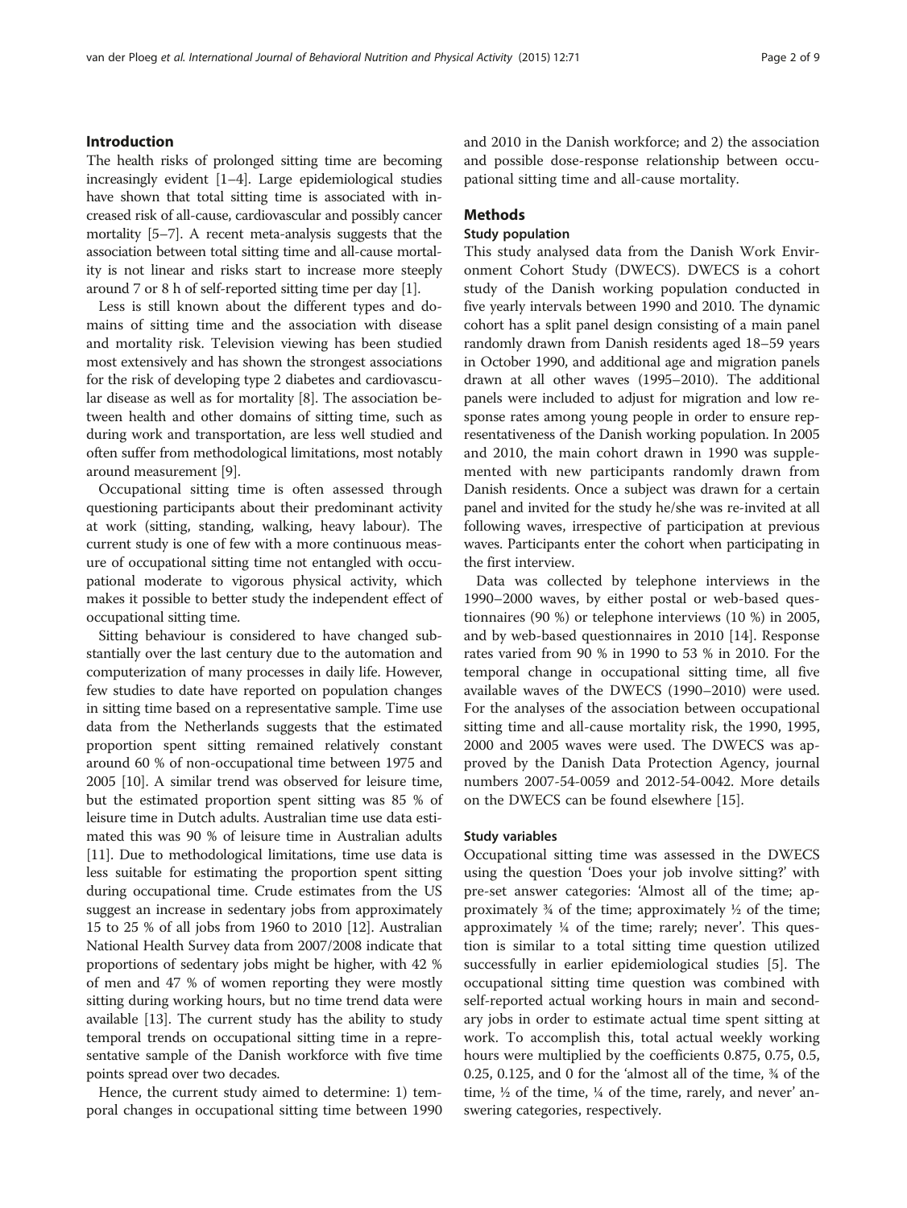## Introduction

The health risks of prolonged sitting time are becoming increasingly evident [1–4]. Large epidemiological studies have shown that total sitting time is associated with increased risk of all-cause, cardiovascular and possibly cancer mortality [5–7]. A recent meta-analysis suggests that the association between total sitting time and all-cause mortality is not linear and risks start to increase more steeply around 7 or 8 h of self-reported sitting time per day [1].

Less is still known about the different types and domains of sitting time and the association with disease and mortality risk. Television viewing has been studied most extensively and has shown the strongest associations for the risk of developing type 2 diabetes and cardiovascular disease as well as for mortality [8]. The association between health and other domains of sitting time, such as during work and transportation, are less well studied and often suffer from methodological limitations, most notably around measurement [9].

Occupational sitting time is often assessed through questioning participants about their predominant activity at work (sitting, standing, walking, heavy labour). The current study is one of few with a more continuous measure of occupational sitting time not entangled with occupational moderate to vigorous physical activity, which makes it possible to better study the independent effect of occupational sitting time.

Sitting behaviour is considered to have changed substantially over the last century due to the automation and computerization of many processes in daily life. However, few studies to date have reported on population changes in sitting time based on a representative sample. Time use data from the Netherlands suggests that the estimated proportion spent sitting remained relatively constant around 60 % of non-occupational time between 1975 and 2005 [10]. A similar trend was observed for leisure time, but the estimated proportion spent sitting was 85 % of leisure time in Dutch adults. Australian time use data estimated this was 90 % of leisure time in Australian adults [11]. Due to methodological limitations, time use data is less suitable for estimating the proportion spent sitting during occupational time. Crude estimates from the US suggest an increase in sedentary jobs from approximately 15 to 25 % of all jobs from 1960 to 2010 [12]. Australian National Health Survey data from 2007/2008 indicate that proportions of sedentary jobs might be higher, with 42 % of men and 47 % of women reporting they were mostly sitting during working hours, but no time trend data were available [13]. The current study has the ability to study temporal trends on occupational sitting time in a representative sample of the Danish workforce with five time points spread over two decades.

Hence, the current study aimed to determine: 1) temporal changes in occupational sitting time between 1990 and 2010 in the Danish workforce; and 2) the association and possible dose-response relationship between occupational sitting time and all-cause mortality.

## Methods

### Study population

This study analysed data from the Danish Work Environment Cohort Study (DWECS). DWECS is a cohort study of the Danish working population conducted in five yearly intervals between 1990 and 2010. The dynamic cohort has a split panel design consisting of a main panel randomly drawn from Danish residents aged 18–59 years in October 1990, and additional age and migration panels drawn at all other waves (1995–2010). The additional panels were included to adjust for migration and low response rates among young people in order to ensure representativeness of the Danish working population. In 2005 and 2010, the main cohort drawn in 1990 was supplemented with new participants randomly drawn from Danish residents. Once a subject was drawn for a certain panel and invited for the study he/she was re-invited at all following waves, irrespective of participation at previous waves. Participants enter the cohort when participating in the first interview.

Data was collected by telephone interviews in the 1990–2000 waves, by either postal or web-based questionnaires (90 %) or telephone interviews (10 %) in 2005, and by web-based questionnaires in 2010 [14]. Response rates varied from 90 % in 1990 to 53 % in 2010. For the temporal change in occupational sitting time, all five available waves of the DWECS (1990–2010) were used. For the analyses of the association between occupational sitting time and all-cause mortality risk, the 1990, 1995, 2000 and 2005 waves were used. The DWECS was approved by the Danish Data Protection Agency, journal numbers 2007-54-0059 and 2012-54-0042. More details on the DWECS can be found elsewhere [15].

### Study variables

Occupational sitting time was assessed in the DWECS using the question 'Does your job involve sitting?' with pre-set answer categories: 'Almost all of the time; approximately ¾ of the time; approximately ½ of the time; approximately ¼ of the time; rarely; never'. This question is similar to a total sitting time question utilized successfully in earlier epidemiological studies [5]. The occupational sitting time question was combined with self-reported actual working hours in main and secondary jobs in order to estimate actual time spent sitting at work. To accomplish this, total actual weekly working hours were multiplied by the coefficients 0.875, 0.75, 0.5, 0.25, 0.125, and 0 for the 'almost all of the time, ¾ of the time, ½ of the time, ¼ of the time, rarely, and never' answering categories, respectively.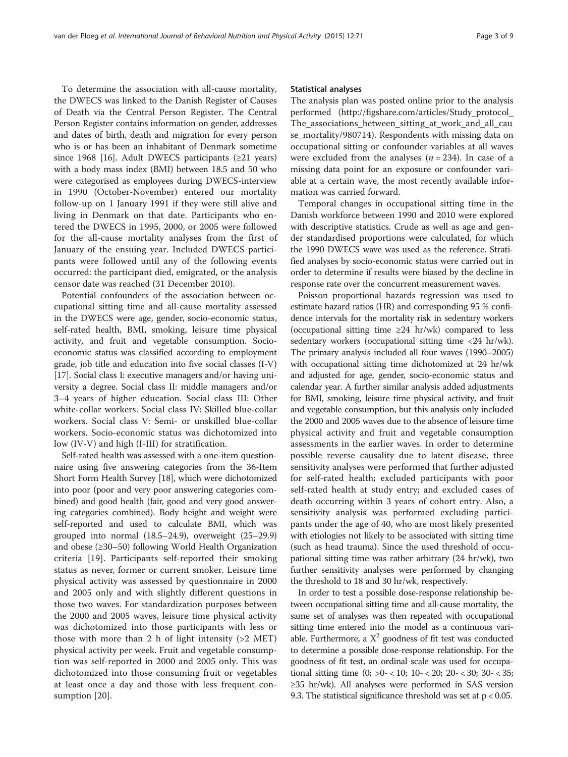To determine the association with all-cause mortality, the DWECS was linked to the Danish Register of Causes of Death via the Central Person Register. The Central Person Register contains information on gender, addresses and dates of birth, death and migration for every person who is or has been an inhabitant of Denmark sometime since 1968 [16]. Adult DWECS participants (≥21 years) with a body mass index (BMI) between 18.5 and 50 who were categorised as employees during DWECS-interview in 1990 (October-November) entered our mortality follow-up on 1 January 1991 if they were still alive and living in Denmark on that date. Participants who entered the DWECS in 1995, 2000, or 2005 were followed for the all-cause mortality analyses from the first of January of the ensuing year. Included DWECS participants were followed until any of the following events occurred: the participant died, emigrated, or the analysis censor date was reached (31 December 2010).

Potential confounders of the association between occupational sitting time and all-cause mortality assessed in the DWECS were age, gender, socio-economic status, self-rated health, BMI, smoking, leisure time physical activity, and fruit and vegetable consumption. Socio-economic status was classified according to employment grade, job title and education into five social classes (I-V) [17]. Social class I: executive managers and/or having university a degree. Social class II: middle managers and/or 3–4 years of higher education. Social class III: Other white-collar workers. Social class IV: Skilled blue-collar workers. Social class V: Semi- or unskilled blue-collar workers. Socio-economic status was dichotomized into low (IV-V) and high (I-III) for stratification.

Self-rated health was assessed with a one-item questionnaire using five answering categories from the 36-Item Short Form Health Survey [18], which were dichotomized into poor (poor and very poor answering categories combined) and good health (fair, good and very good answering categories combined). Body height and weight were self-reported and used to calculate BMI, which was grouped into normal (18.5–24.9), overweight (25–29.9) and obese (≥30–50) following World Health Organization criteria [19]. Participants self-reported their smoking status as never, former or current smoker. Leisure time physical activity was assessed by questionnaire in 2000 and 2005 only and with slightly different questions in those two waves. For standardization purposes between the 2000 and 2005 waves, leisure time physical activity was dichotomized into those participants with less or those with more than 2 h of light intensity (>2 MET) physical activity per week. Fruit and vegetable consumption was self-reported in 2000 and 2005 only. This was dichotomized into those consuming fruit or vegetables at least once a day and those with less frequent consumption [20].

### Statistical analyses

The analysis plan was posted online prior to the analysis performed (http://figshare.com/articles/Study_protocol_The_associations_between_sitting_at_work_and_all_cause_mortality/980714). Respondents with missing data on occupational sitting or confounder variables at all waves were excluded from the analyses ($n = 234$). In case of a missing data point for an exposure or confounder variable at a certain wave, the most recently available information was carried forward.

Temporal changes in occupational sitting time in the Danish workforce between 1990 and 2010 were explored with descriptive statistics. Crude as well as age and gender standardised proportions were calculated, for which the 1990 DWECS wave was used as the reference. Stratified analyses by socio-economic status were carried out in order to determine if results were biased by the decline in response rate over the concurrent measurement waves.

Poisson proportional hazards regression was used to estimate hazard ratios (HR) and corresponding 95 % confidence intervals for the mortality risk in sedentary workers (occupational sitting time ≥24 hr/wk) compared to less sedentary workers (occupational sitting time <24 hr/wk). The primary analysis included all four waves (1990–2005) with occupational sitting time dichotomized at 24 hr/wk and adjusted for age, gender, socio-economic status and calendar year. A further similar analysis added adjustments for BMI, smoking, leisure time physical activity, and fruit and vegetable consumption, but this analysis only included the 2000 and 2005 waves due to the absence of leisure time physical activity and fruit and vegetable consumption assessments in the earlier waves. In order to determine possible reverse causality due to latent disease, three sensitivity analyses were performed that further adjusted for self-rated health; excluded participants with poor self-rated health at study entry; and excluded cases of death occurring within 3 years of cohort entry. Also, a sensitivity analysis was performed excluding participants under the age of 40, who are most likely presented with etiologies not likely to be associated with sitting time (such as head trauma). Since the used threshold of occupational sitting time was rather arbitrary (24 hr/wk), two further sensitivity analyses were performed by changing the threshold to 18 and 30 hr/wk, respectively.

In order to test a possible dose-response relationship between occupational sitting time and all-cause mortality, the same set of analyses was then repeated with occupational sitting time entered into the model as a continuous variable. Furthermore, a $X^2$ goodness of fit test was conducted to determine a possible dose-response relationship. For the goodness of fit test, an ordinal scale was used for occupational sitting time (0; >0- < 10; 10- < 20; 20- < 30; 30- < 35; ≥35 hr/wk). All analyses were performed in SAS version 9.3. The statistical significance threshold was set at $p < 0.05$.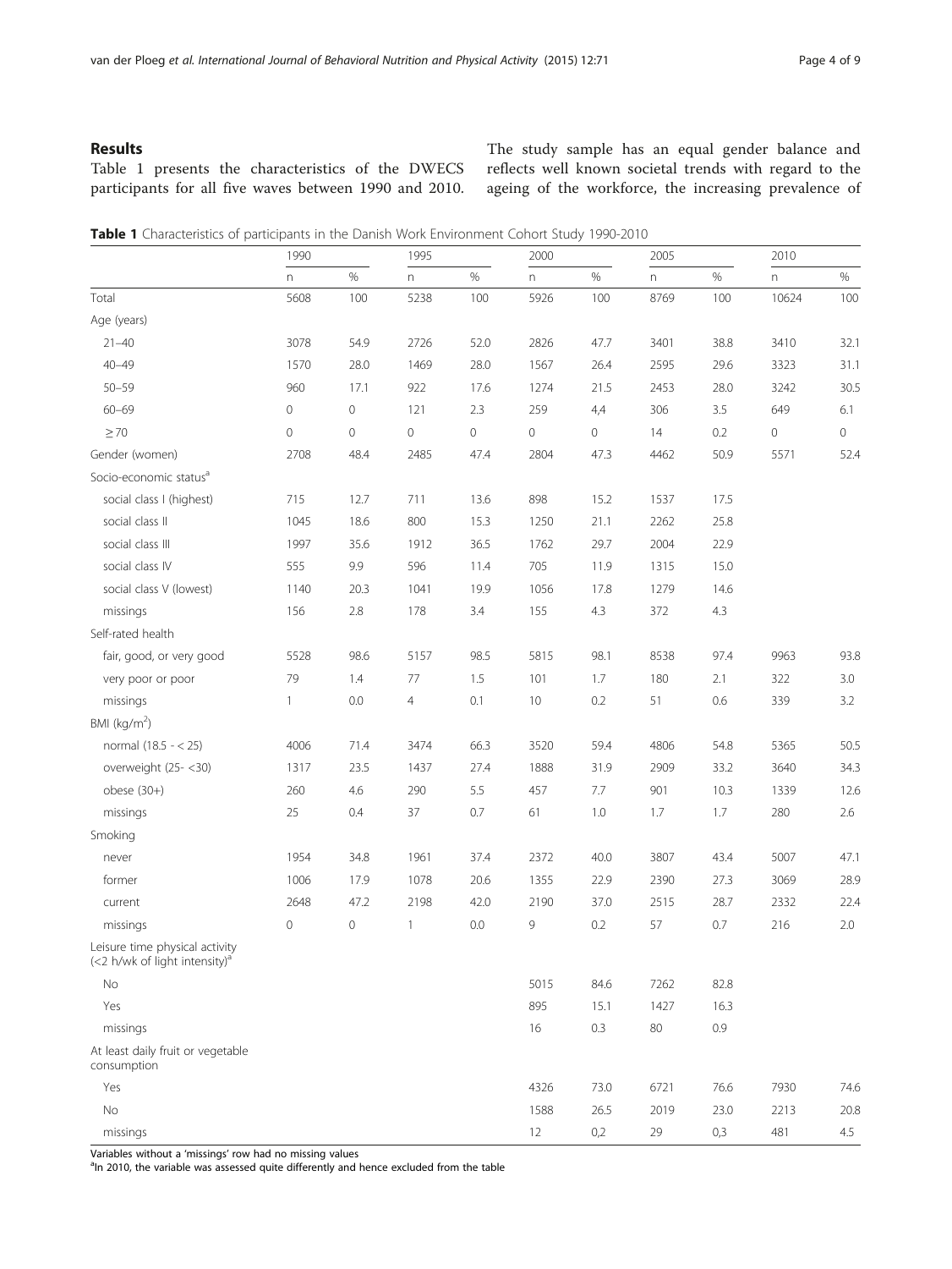## Results

Table 1 presents the characteristics of the DWECS participants for all five waves between 1990 and 2010. The study sample has an equal gender balance and reflects well known societal trends with regard to the ageing of the workforce, the increasing prevalence of

**Table 1** Characteristics of participants in the Danish Work Environment Cohort Study 1990-2010

| | 1990 | | 1995 | | 2000 | | 2005 | | 2010 | |
|---|---|---|---|---|---|---|---|---|---|---|
| | n | % | n | % | n | % | n | % | n | % |
| Total | 5608 | 100 | 5238 | 100 | 5926 | 100 | 8769 | 100 | 10624 | 100 |
| Age (years) | | | | | | | | | | |
| 21–40 | 3078 | 54.9 | 2726 | 52.0 | 2826 | 47.7 | 3401 | 38.8 | 3410 | 32.1 |
| 40–49 | 1570 | 28.0 | 1469 | 28.0 | 1567 | 26.4 | 2595 | 29.6 | 3323 | 31.1 |
| 50–59 | 960 | 17.1 | 922 | 17.6 | 1274 | 21.5 | 2453 | 28.0 | 3242 | 30.5 |
| 60–69 | 0 | 0 | 121 | 2.3 | 259 | 4,4 | 306 | 3.5 | 649 | 6.1 |
| ≥70 | 0 | 0 | 0 | 0 | 0 | 0 | 14 | 0.2 | 0 | 0 |
| Gender (women) | 2708 | 48.4 | 2485 | 47.4 | 2804 | 47.3 | 4462 | 50.9 | 5571 | 52.4 |
| Socio-economic status[a] | | | | | | | | | | |
| social class I (highest) | 715 | 12.7 | 711 | 13.6 | 898 | 15.2 | 1537 | 17.5 | | |
| social class II | 1045 | 18.6 | 800 | 15.3 | 1250 | 21.1 | 2262 | 25.8 | | |
| social class III | 1997 | 35.6 | 1912 | 36.5 | 1762 | 29.7 | 2004 | 22.9 | | |
| social class IV | 555 | 9.9 | 596 | 11.4 | 705 | 11.9 | 1315 | 15.0 | | |
| social class V (lowest) | 1140 | 20.3 | 1041 | 19.9 | 1056 | 17.8 | 1279 | 14.6 | | |
| missings | 156 | 2.8 | 178 | 3.4 | 155 | 4.3 | 372 | 4.3 | | |
| Self-rated health | | | | | | | | | | |
| fair, good, or very good | 5528 | 98.6 | 5157 | 98.5 | 5815 | 98.1 | 8538 | 97.4 | 9963 | 93.8 |
| very poor or poor | 79 | 1.4 | 77 | 1.5 | 101 | 1.7 | 180 | 2.1 | 322 | 3.0 |
| missings | 1 | 0.0 | 4 | 0.1 | 10 | 0.2 | 51 | 0.6 | 339 | 3.2 |
| BMI (kg/m$^2$) | | | | | | | | | | |
| normal (18.5 - < 25) | 4006 | 71.4 | 3474 | 66.3 | 3520 | 59.4 | 4806 | 54.8 | 5365 | 50.5 |
| overweight (25- <30) | 1317 | 23.5 | 1437 | 27.4 | 1888 | 31.9 | 2909 | 33.2 | 3640 | 34.3 |
| obese (30+) | 260 | 4.6 | 290 | 5.5 | 457 | 7.7 | 901 | 10.3 | 1339 | 12.6 |
| missings | 25 | 0.4 | 37 | 0.7 | 61 | 1.0 | 1.7 | 1.7 | 280 | 2.6 |
| Smoking | | | | | | | | | | |
| never | 1954 | 34.8 | 1961 | 37.4 | 2372 | 40.0 | 3807 | 43.4 | 5007 | 47.1 |
| former | 1006 | 17.9 | 1078 | 20.6 | 1355 | 22.9 | 2390 | 27.3 | 3069 | 28.9 |
| current | 2648 | 47.2 | 2198 | 42.0 | 2190 | 37.0 | 2515 | 28.7 | 2332 | 22.4 |
| missings | 0 | 0 | 1 | 0.0 | 9 | 0.2 | 57 | 0.7 | 216 | 2.0 |
| Leisure time physical activity (<2 h/wk of light intensity)[a] | | | | | | | | | | |
| No | | | | | 5015 | 84.6 | 7262 | 82.8 | | |
| Yes | | | | | 895 | 15.1 | 1427 | 16.3 | | |
| missings | | | | | 16 | 0.3 | 80 | 0.9 | | |
| At least daily fruit or vegetable consumption | | | | | | | | | | |
| Yes | | | | | 4326 | 73.0 | 6721 | 76.6 | 7930 | 74.6 |
| No | | | | | 1588 | 26.5 | 2019 | 23.0 | 2213 | 20.8 |
| missings | | | | | 12 | 0,2 | 29 | 0,3 | 481 | 4.5 |

Variables without a 'missings' row had no missing values

[a]In 2010, the variable was assessed quite differently and hence excluded from the table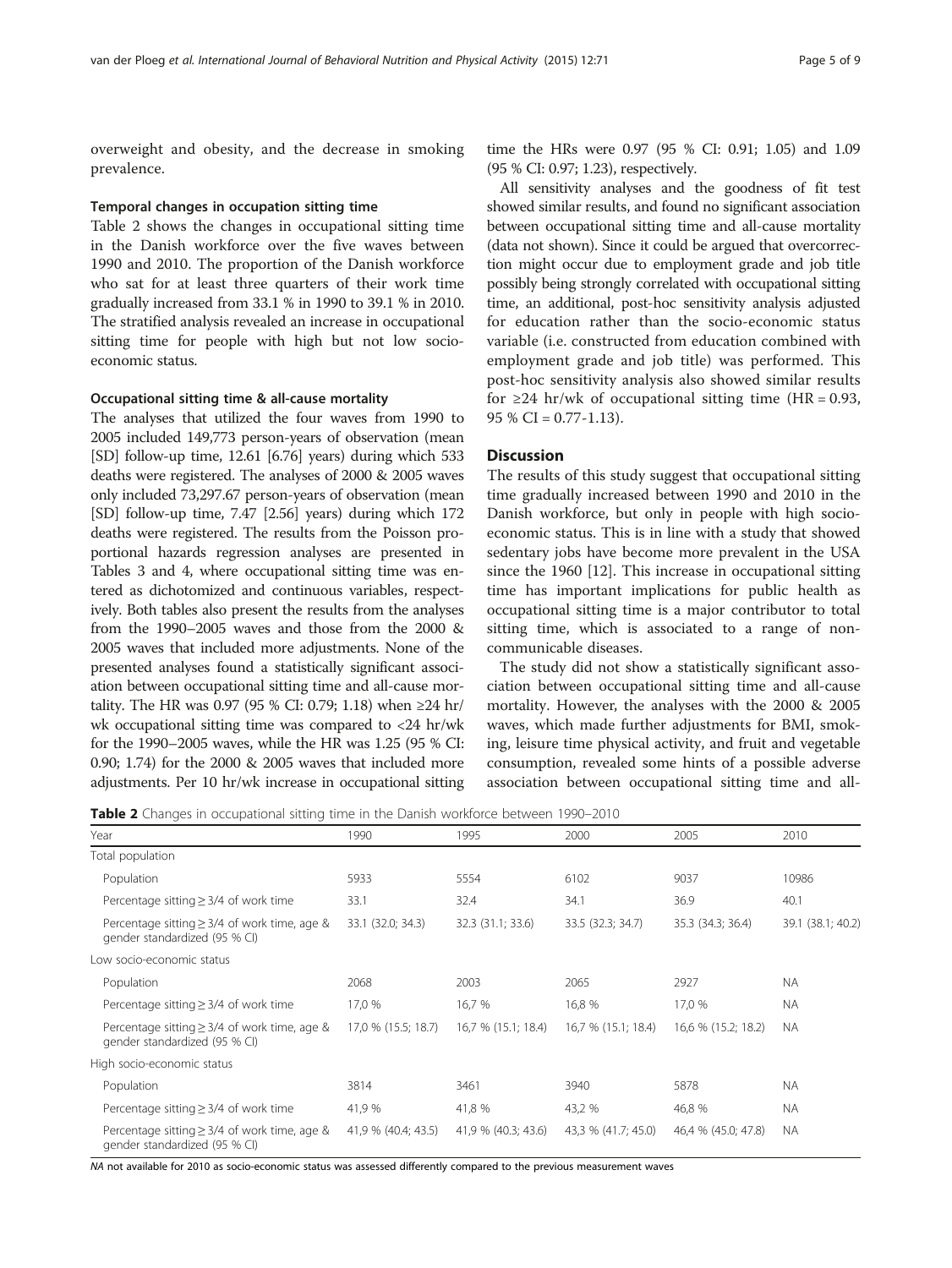overweight and obesity, and the decrease in smoking prevalence.

### Temporal changes in occupation sitting time

Table 2 shows the changes in occupational sitting time in the Danish workforce over the five waves between 1990 and 2010. The proportion of the Danish workforce who sat for at least three quarters of their work time gradually increased from 33.1 % in 1990 to 39.1 % in 2010. The stratified analysis revealed an increase in occupational sitting time for people with high but not low socio-economic status.

### Occupational sitting time & all-cause mortality

The analyses that utilized the four waves from 1990 to 2005 included 149,773 person-years of observation (mean [SD] follow-up time, 12.61 [6.76] years) during which 533 deaths were registered. The analyses of 2000 & 2005 waves only included 73,297.67 person-years of observation (mean [SD] follow-up time, 7.47 [2.56] years) during which 172 deaths were registered. The results from the Poisson proportional hazards regression analyses are presented in Tables 3 and 4, where occupational sitting time was entered as dichotomized and continuous variables, respectively. Both tables also present the results from the analyses from the 1990–2005 waves and those from the 2000 & 2005 waves that included more adjustments. None of the presented analyses found a statistically significant association between occupational sitting time and all-cause mortality. The HR was 0.97 (95 % CI: 0.79; 1.18) when ≥24 hr/wk occupational sitting time was compared to <24 hr/wk for the 1990–2005 waves, while the HR was 1.25 (95 % CI: 0.90; 1.74) for the 2000 & 2005 waves that included more adjustments. Per 10 hr/wk increase in occupational sitting time the HRs were 0.97 (95 % CI: 0.91; 1.05) and 1.09 (95 % CI: 0.97; 1.23), respectively.

All sensitivity analyses and the goodness of fit test showed similar results, and found no significant association between occupational sitting time and all-cause mortality (data not shown). Since it could be argued that overcorrection might occur due to employment grade and job title possibly being strongly correlated with occupational sitting time, an additional, post-hoc sensitivity analysis adjusted for education rather than the socio-economic status variable (i.e. constructed from education combined with employment grade and job title) was performed. This post-hoc sensitivity analysis also showed similar results for ≥24 hr/wk of occupational sitting time (HR = 0.93, 95 % CI = 0.77-1.13).

## Discussion

The results of this study suggest that occupational sitting time gradually increased between 1990 and 2010 in the Danish workforce, but only in people with high socio-economic status. This is in line with a study that showed sedentary jobs have become more prevalent in the USA since the 1960 [12]. This increase in occupational sitting time has important implications for public health as occupational sitting time is a major contributor to total sitting time, which is associated to a range of non-communicable diseases.

The study did not show a statistically significant association between occupational sitting time and all-cause mortality. However, the analyses with the 2000 & 2005 waves, which made further adjustments for BMI, smoking, leisure time physical activity, and fruit and vegetable consumption, revealed some hints of a possible adverse association between occupational sitting time and all-

**Table 2** Changes in occupational sitting time in the Danish workforce between 1990–2010

| Year | 1990 | 1995 | 2000 | 2005 | 2010 |
|---|---|---|---|---|---|
| Total population | | | | | |
| Population | 5933 | 5554 | 6102 | 9037 | 10986 |
| Percentage sitting ≥ 3/4 of work time | 33.1 | 32.4 | 34.1 | 36.9 | 40.1 |
| Percentage sitting ≥ 3/4 of work time, age & gender standardized (95 % CI) | 33.1 (32.0; 34.3) | 32.3 (31.1; 33.6) | 33.5 (32.3; 34.7) | 35.3 (34.3; 36.4) | 39.1 (38.1; 40.2) |
| Low socio-economic status | | | | | |
| Population | 2068 | 2003 | 2065 | 2927 | NA |
| Percentage sitting ≥ 3/4 of work time | 17,0 % | 16,7 % | 16,8 % | 17,0 % | NA |
| Percentage sitting ≥ 3/4 of work time, age & gender standardized (95 % CI) | 17,0 % (15.5; 18.7) | 16,7 % (15.1; 18.4) | 16,7 % (15.1; 18.4) | 16,6 % (15.2; 18.2) | NA |
| High socio-economic status | | | | | |
| Population | 3814 | 3461 | 3940 | 5878 | NA |
| Percentage sitting ≥ 3/4 of work time | 41,9 % | 41,8 % | 43,2 % | 46,8 % | NA |
| Percentage sitting ≥ 3/4 of work time, age & gender standardized (95 % CI) | 41,9 % (40.4; 43.5) | 41,9 % (40.3; 43.6) | 43,3 % (41.7; 45.0) | 46,4 % (45.0; 47.8) | NA |

*NA not available for 2010 as socio-economic status was assessed differently compared to the previous measurement waves*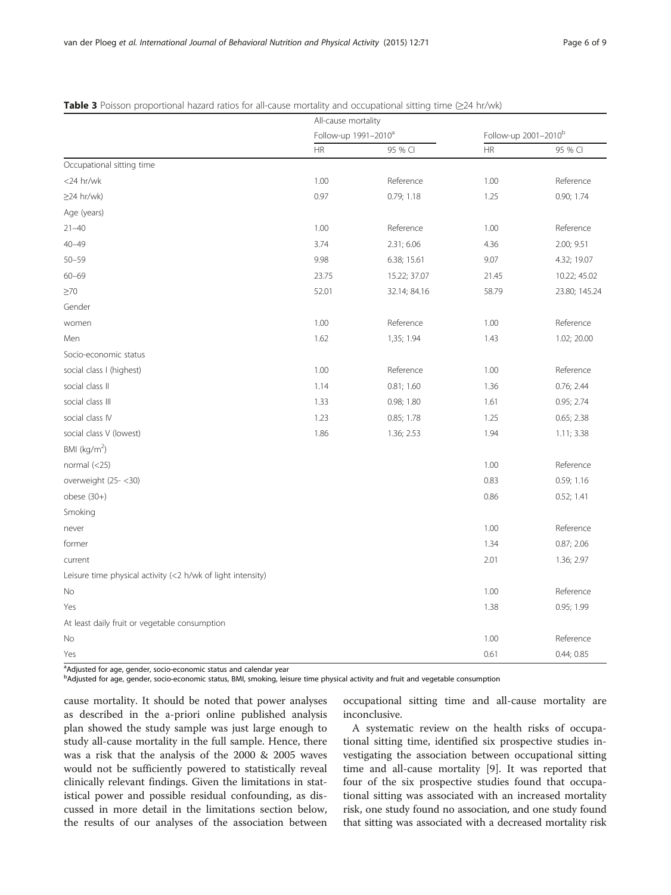**Table 3** Poisson proportional hazard ratios for all-cause mortality and occupational sitting time (≥24 hr/wk)

| | All-cause mortality | | | |
|---|---|---|---|---|
| | Follow-up 1991–2010[a] | | Follow-up 2001–2010[b] | |
| | HR | 95 % CI | HR | 95 % CI |
| Occupational sitting time | | | | |
| <24 hr/wk | 1.00 | Reference | 1.00 | Reference |
| ≥24 hr/wk) | 0.97 | 0.79; 1.18 | 1.25 | 0.90; 1.74 |
| Age (years) | | | | |
| 21–40 | 1.00 | Reference | 1.00 | Reference |
| 40–49 | 3.74 | 2.31; 6.06 | 4.36 | 2.00; 9.51 |
| 50–59 | 9.98 | 6.38; 15.61 | 9.07 | 4.32; 19.07 |
| 60–69 | 23.75 | 15.22; 37.07 | 21.45 | 10.22; 45.02 |
| ≥70 | 52.01 | 32.14; 84.16 | 58.79 | 23.80; 145.24 |
| Gender | | | | |
| women | 1.00 | Reference | 1.00 | Reference |
| Men | 1.62 | 1,35; 1.94 | 1.43 | 1.02; 20.00 |
| Socio-economic status | | | | |
| social class I (highest) | 1.00 | Reference | 1.00 | Reference |
| social class II | 1.14 | 0.81; 1.60 | 1.36 | 0.76; 2.44 |
| social class III | 1.33 | 0.98; 1.80 | 1.61 | 0.95; 2.74 |
| social class IV | 1.23 | 0.85; 1.78 | 1.25 | 0.65; 2.38 |
| social class V (lowest) | 1.86 | 1.36; 2.53 | 1.94 | 1.11; 3.38 |
| BMI ($kg/m^2$) | | | | |
| normal (<25) | | | 1.00 | Reference |
| overweight (25- <30) | | | 0.83 | 0.59; 1.16 |
| obese (30+) | | | 0.86 | 0.52; 1.41 |
| Smoking | | | | |
| never | | | 1.00 | Reference |
| former | | | 1.34 | 0.87; 2.06 |
| current | | | 2.01 | 1.36; 2.97 |
| Leisure time physical activity (<2 h/wk of light intensity) | | | | |
| No | | | 1.00 | Reference |
| Yes | | | 1.38 | 0.95; 1.99 |
| At least daily fruit or vegetable consumption | | | | |
| No | | | 1.00 | Reference |
| Yes | | | 0.61 | 0.44; 0.85 |

[a]Adjusted for age, gender, socio-economic status and calendar year

[b]Adjusted for age, gender, socio-economic status, BMI, smoking, leisure time physical activity and fruit and vegetable consumption

cause mortality. It should be noted that power analyses as described in the a-priori online published analysis plan showed the study sample was just large enough to study all-cause mortality in the full sample. Hence, there was a risk that the analysis of the 2000 & 2005 waves would not be sufficiently powered to statistically reveal clinically relevant findings. Given the limitations in statistical power and possible residual confounding, as discussed in more detail in the limitations section below, the results of our analyses of the association between occupational sitting time and all-cause mortality are inconclusive.

A systematic review on the health risks of occupational sitting time, identified six prospective studies investigating the association between occupational sitting time and all-cause mortality [9]. It was reported that four of the six prospective studies found that occupational sitting was associated with an increased mortality risk, one study found no association, and one study found that sitting was associated with a decreased mortality risk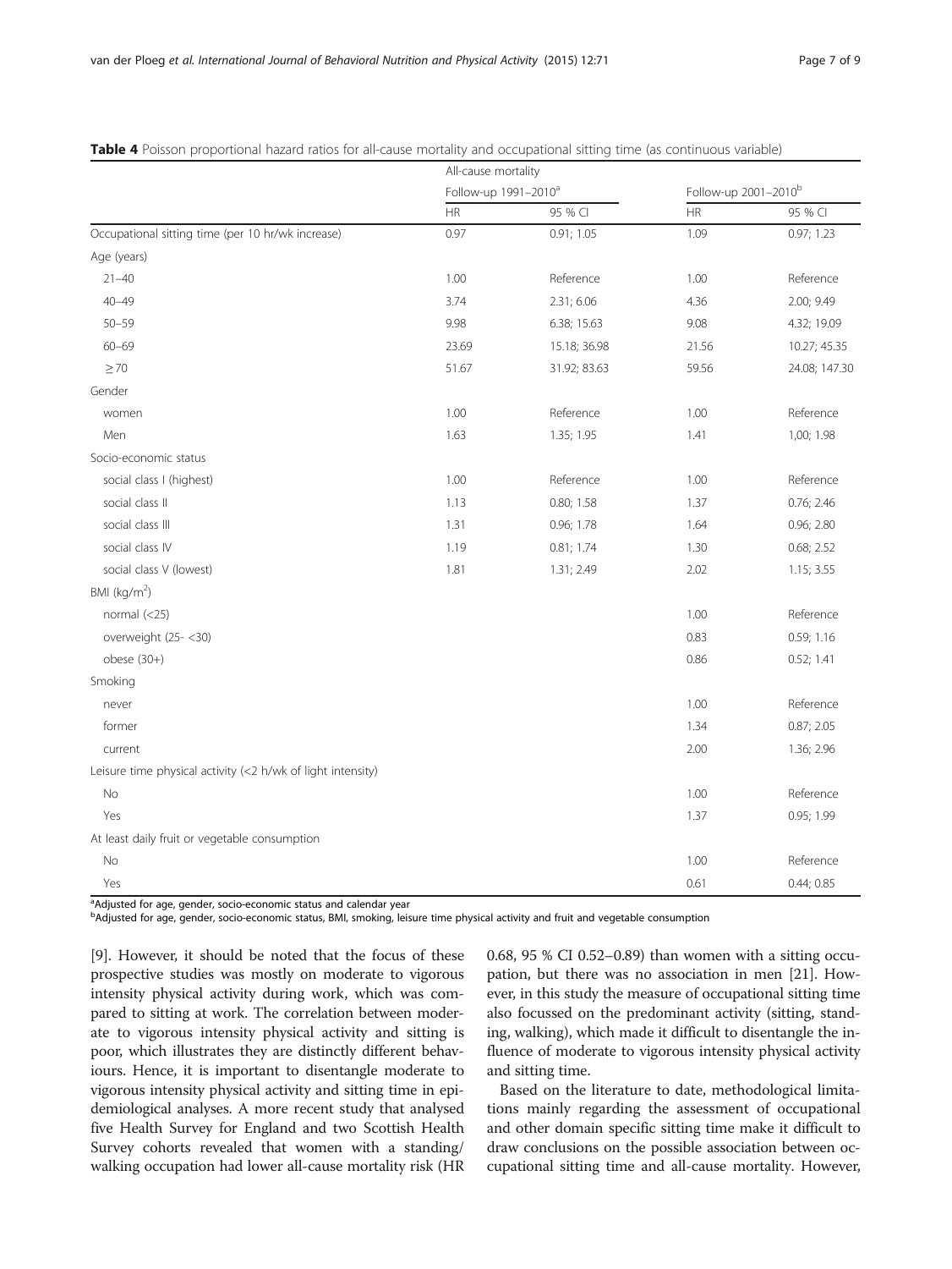**Table 4** Poisson proportional hazard ratios for all-cause mortality and occupational sitting time (as continuous variable)

| | All-cause mortality | | | |
|---|---|---|---|---|
| | Follow-up 1991–2010[a] | | Follow-up 2001–2010[b] | |
| | HR | 95 % CI | HR | 95 % CI |
| Occupational sitting time (per 10 hr/wk increase) | 0.97 | 0.91; 1.05 | 1.09 | 0.97; 1.23 |
| Age (years) | | | | |
| 21–40 | 1.00 | Reference | 1.00 | Reference |
| 40–49 | 3.74 | 2.31; 6.06 | 4.36 | 2.00; 9.49 |
| 50–59 | 9.98 | 6.38; 15.63 | 9.08 | 4.32; 19.09 |
| 60–69 | 23.69 | 15.18; 36.98 | 21.56 | 10.27; 45.35 |
| ≥ 70 | 51.67 | 31.92; 83.63 | 59.56 | 24.08; 147.30 |
| Gender | | | | |
| women | 1.00 | Reference | 1.00 | Reference |
| Men | 1.63 | 1.35; 1.95 | 1.41 | 1,00; 1.98 |
| Socio-economic status | | | | |
| social class I (highest) | 1.00 | Reference | 1.00 | Reference |
| social class II | 1.13 | 0.80; 1.58 | 1.37 | 0.76; 2.46 |
| social class III | 1.31 | 0.96; 1.78 | 1.64 | 0.96; 2.80 |
| social class IV | 1.19 | 0.81; 1.74 | 1.30 | 0.68; 2.52 |
| social class V (lowest) | 1.81 | 1.31; 2.49 | 2.02 | 1.15; 3.55 |
| BMI (kg/m$^2$) | | | | |
| normal (<25) | | | 1.00 | Reference |
| overweight (25- <30) | | | 0.83 | 0.59; 1.16 |
| obese (30+) | | | 0.86 | 0.52; 1.41 |
| Smoking | | | | |
| never | | | 1.00 | Reference |
| former | | | 1.34 | 0.87; 2.05 |
| current | | | 2.00 | 1.36; 2.96 |
| Leisure time physical activity (<2 h/wk of light intensity) | | | | |
| No | | | 1.00 | Reference |
| Yes | | | 1.37 | 0.95; 1.99 |
| At least daily fruit or vegetable consumption | | | | |
| No | | | 1.00 | Reference |
| Yes | | | 0.61 | 0.44; 0.85 |

[a]Adjusted for age, gender, socio-economic status and calendar year
[b]Adjusted for age, gender, socio-economic status, BMI, smoking, leisure time physical activity and fruit and vegetable consumption

[9]. However, it should be noted that the focus of these prospective studies was mostly on moderate to vigorous intensity physical activity during work, which was compared to sitting at work. The correlation between moderate to vigorous intensity physical activity and sitting is poor, which illustrates they are distinctly different behaviours. Hence, it is important to disentangle moderate to vigorous intensity physical activity and sitting time in epidemiological analyses. A more recent study that analysed five Health Survey for England and two Scottish Health Survey cohorts revealed that women with a standing/walking occupation had lower all-cause mortality risk (HR 0.68, 95 % CI 0.52–0.89) than women with a sitting occupation, but there was no association in men [21]. However, in this study the measure of occupational sitting time also focussed on the predominant activity (sitting, standing, walking), which made it difficult to disentangle the influence of moderate to vigorous intensity physical activity and sitting time.

Based on the literature to date, methodological limitations mainly regarding the assessment of occupational and other domain specific sitting time make it difficult to draw conclusions on the possible association between occupational sitting time and all-cause mortality. However,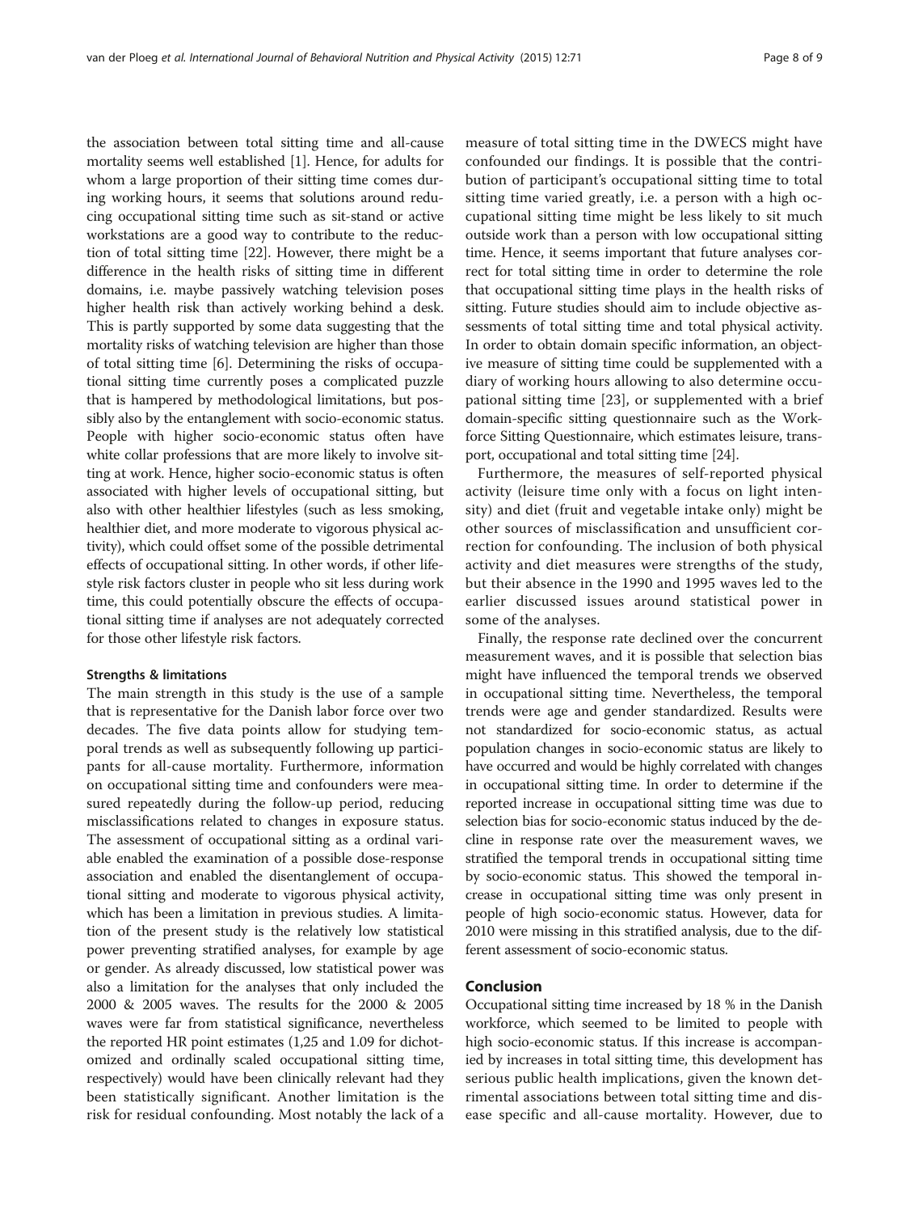the association between total sitting time and all-cause mortality seems well established [1]. Hence, for adults for whom a large proportion of their sitting time comes during working hours, it seems that solutions around reducing occupational sitting time such as sit-stand or active workstations are a good way to contribute to the reduction of total sitting time [22]. However, there might be a difference in the health risks of sitting time in different domains, i.e. maybe passively watching television poses higher health risk than actively working behind a desk. This is partly supported by some data suggesting that the mortality risks of watching television are higher than those of total sitting time [6]. Determining the risks of occupational sitting time currently poses a complicated puzzle that is hampered by methodological limitations, but possibly also by the entanglement with socio-economic status. People with higher socio-economic status often have white collar professions that are more likely to involve sitting at work. Hence, higher socio-economic status is often associated with higher levels of occupational sitting, but also with other healthier lifestyles (such as less smoking, healthier diet, and more moderate to vigorous physical activity), which could offset some of the possible detrimental effects of occupational sitting. In other words, if other lifestyle risk factors cluster in people who sit less during work time, this could potentially obscure the effects of occupational sitting time if analyses are not adequately corrected for those other lifestyle risk factors.

### Strengths & limitations

The main strength in this study is the use of a sample that is representative for the Danish labor force over two decades. The five data points allow for studying temporal trends as well as subsequently following up participants for all-cause mortality. Furthermore, information on occupational sitting time and confounders were measured repeatedly during the follow-up period, reducing misclassifications related to changes in exposure status. The assessment of occupational sitting as a ordinal variable enabled the examination of a possible dose-response association and enabled the disentanglement of occupational sitting and moderate to vigorous physical activity, which has been a limitation in previous studies. A limitation of the present study is the relatively low statistical power preventing stratified analyses, for example by age or gender. As already discussed, low statistical power was also a limitation for the analyses that only included the 2000 & 2005 waves. The results for the 2000 & 2005 waves were far from statistical significance, nevertheless the reported HR point estimates (1,25 and 1.09 for dichotomized and ordinally scaled occupational sitting time, respectively) would have been clinically relevant had they been statistically significant. Another limitation is the risk for residual confounding. Most notably the lack of a measure of total sitting time in the DWECS might have confounded our findings. It is possible that the contribution of participant's occupational sitting time to total sitting time varied greatly, i.e. a person with a high occupational sitting time might be less likely to sit much outside work than a person with low occupational sitting time. Hence, it seems important that future analyses correct for total sitting time in order to determine the role that occupational sitting time plays in the health risks of sitting. Future studies should aim to include objective assessments of total sitting time and total physical activity. In order to obtain domain specific information, an objective measure of sitting time could be supplemented with a diary of working hours allowing to also determine occupational sitting time [23], or supplemented with a brief domain-specific sitting questionnaire such as the Workforce Sitting Questionnaire, which estimates leisure, transport, occupational and total sitting time [24].

Furthermore, the measures of self-reported physical activity (leisure time only with a focus on light intensity) and diet (fruit and vegetable intake only) might be other sources of misclassification and unsufficient correction for confounding. The inclusion of both physical activity and diet measures were strengths of the study, but their absence in the 1990 and 1995 waves led to the earlier discussed issues around statistical power in some of the analyses.

Finally, the response rate declined over the concurrent measurement waves, and it is possible that selection bias might have influenced the temporal trends we observed in occupational sitting time. Nevertheless, the temporal trends were age and gender standardized. Results were not standardized for socio-economic status, as actual population changes in socio-economic status are likely to have occurred and would be highly correlated with changes in occupational sitting time. In order to determine if the reported increase in occupational sitting time was due to selection bias for socio-economic status induced by the decline in response rate over the measurement waves, we stratified the temporal trends in occupational sitting time by socio-economic status. This showed the temporal increase in occupational sitting time was only present in people of high socio-economic status. However, data for 2010 were missing in this stratified analysis, due to the different assessment of socio-economic status.

## Conclusion

Occupational sitting time increased by 18 % in the Danish workforce, which seemed to be limited to people with high socio-economic status. If this increase is accompanied by increases in total sitting time, this development has serious public health implications, given the known detrimental associations between total sitting time and disease specific and all-cause mortality. However, due to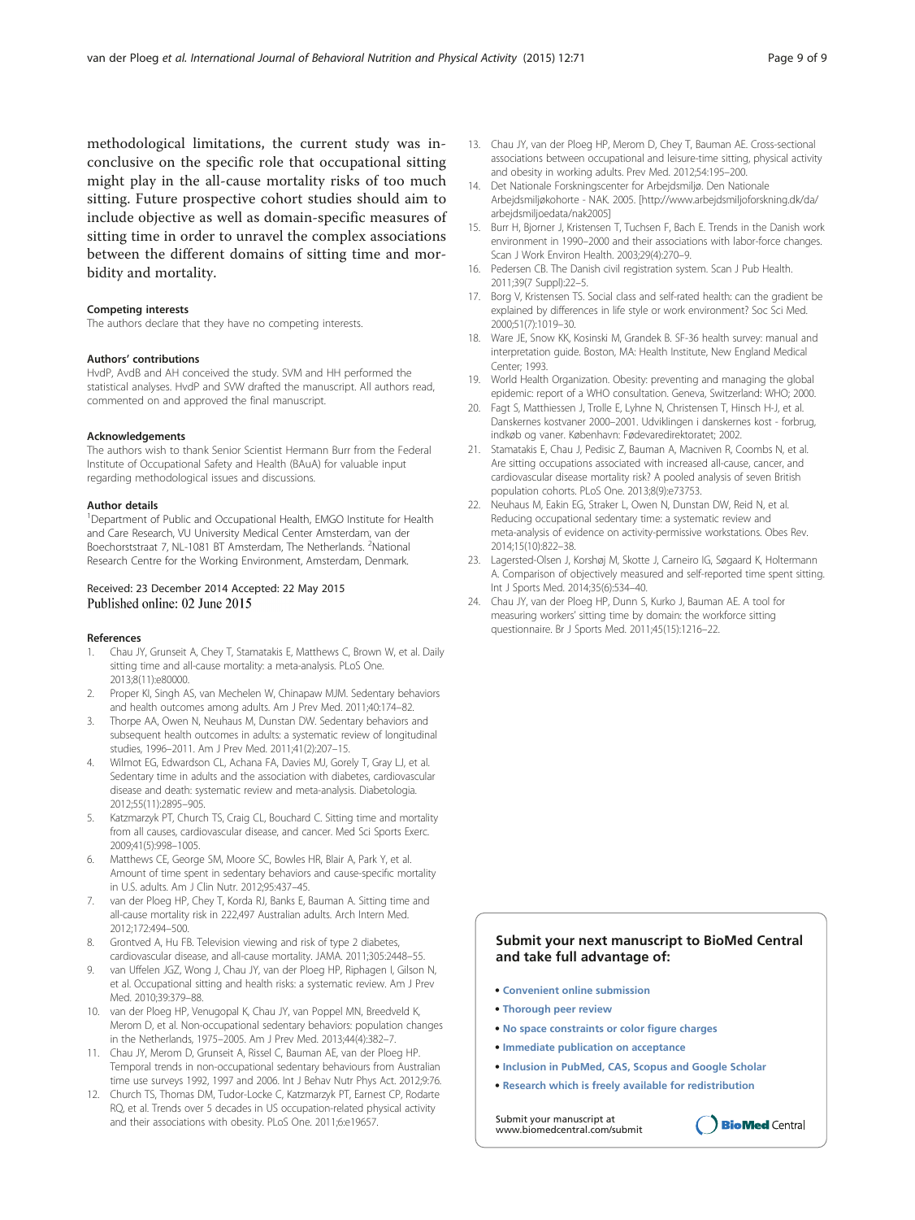methodological limitations, the current study was inconclusive on the specific role that occupational sitting might play in the all-cause mortality risks of too much sitting. Future prospective cohort studies should aim to include objective as well as domain-specific measures of sitting time in order to unravel the complex associations between the different domains of sitting time and morbidity and mortality.

#### Competing interests

The authors declare that they have no competing interests.

#### Authors' contributions

HvdP, AvdB and AH conceived the study. SVM and HH performed the statistical analyses. HvdP and SVW drafted the manuscript. All authors read, commented on and approved the final manuscript.

#### Acknowledgements

The authors wish to thank Senior Scientist Hermann Burr from the Federal Institute of Occupational Safety and Health (BAuA) for valuable input regarding methodological issues and discussions.

#### Author details

[1]Department of Public and Occupational Health, EMGO Institute for Health and Care Research, VU University Medical Center Amsterdam, van der Boechorststraat 7, NL-1081 BT Amsterdam, The Netherlands. [2]National Research Centre for the Working Environment, Amsterdam, Denmark.

Received: 23 December 2014 Accepted: 22 May 2015
Published online: 02 June 2015

#### References

1. Chau JY, Grunseit A, Chey T, Stamatakis E, Matthews C, Brown W, et al. Daily sitting time and all-cause mortality: a meta-analysis. PLoS One. 2013;8(11):e80000.
2. Proper KI, Singh AS, van Mechelen W, Chinapaw MJM. Sedentary behaviors and health outcomes among adults. Am J Prev Med. 2011;40:174–82.
3. Thorpe AA, Owen N, Neuhaus M, Dunstan DW. Sedentary behaviors and subsequent health outcomes in adults: a systematic review of longitudinal studies, 1996–2011. Am J Prev Med. 2011;41(2):207–15.
4. Wilmot EG, Edwardson CL, Achana FA, Davies MJ, Gorely T, Gray LJ, et al. Sedentary time in adults and the association with diabetes, cardiovascular disease and death: systematic review and meta-analysis. Diabetologia. 2012;55(11):2895–905.
5. Katzmarzyk PT, Church TS, Craig CL, Bouchard C. Sitting time and mortality from all causes, cardiovascular disease, and cancer. Med Sci Sports Exerc. 2009;41(5):998–1005.
6. Matthews CE, George SM, Moore SC, Bowles HR, Blair A, Park Y, et al. Amount of time spent in sedentary behaviors and cause-specific mortality in U.S. adults. Am J Clin Nutr. 2012;95:437–45.
7. van der Ploeg HP, Chey T, Korda RJ, Banks E, Bauman A. Sitting time and all-cause mortality risk in 222,497 Australian adults. Arch Intern Med. 2012;172:494–500.
8. Grontved A, Hu FB. Television viewing and risk of type 2 diabetes, cardiovascular disease, and all-cause mortality. JAMA. 2011;305:2448–55.
9. van Uffelen JGZ, Wong J, Chau JY, van der Ploeg HP, Riphagen I, Gilson N, et al. Occupational sitting and health risks: a systematic review. Am J Prev Med. 2010;39:379–88.
10. van der Ploeg HP, Venugopal K, Chau JY, van Poppel MN, Breedveld K, Merom D, et al. Non-occupational sedentary behaviors: population changes in the Netherlands, 1975–2005. Am J Prev Med. 2013;44(4):382–7.
11. Chau JY, Merom D, Grunseit A, Rissel C, Bauman AE, van der Ploeg HP. Temporal trends in non-occupational sedentary behaviours from Australian time use surveys 1992, 1997 and 2006. Int J Behav Nutr Phys Act. 2012;9:76.
12. Church TS, Thomas DM, Tudor-Locke C, Katzmarzyk PT, Earnest CP, Rodarte RQ, et al. Trends over 5 decades in US occupation-related physical activity and their associations with obesity. PLoS One. 2011;6:e19657.
13. Chau JY, van der Ploeg HP, Merom D, Chey T, Bauman AE. Cross-sectional associations between occupational and leisure-time sitting, physical activity and obesity in working adults. Prev Med. 2012;54:195–200.
14. Det Nationale Forskningscenter for Arbejdsmiljø. Den Nationale Arbejdsmiljøkohorte - NAK. 2005. [http://www.arbejdsmiljoforskning.dk/da/arbejdsmiljoedata/nak2005]
15. Burr H, Bjorner J, Kristensen T, Tuchsen F, Bach E. Trends in the Danish work environment in 1990–2000 and their associations with labor-force changes. Scan J Work Environ Health. 2003;29(4):270–9.
16. Pedersen CB. The Danish civil registration system. Scan J Pub Health. 2011;39(7 Suppl):22–5.
17. Borg V, Kristensen TS. Social class and self-rated health: can the gradient be explained by differences in life style or work environment? Soc Sci Med. 2000;51(7):1019–30.
18. Ware JE, Snow KK, Kosinski M, Grandek B. SF-36 health survey: manual and interpretation guide. Boston, MA: Health Institute, New England Medical Center; 1993.
19. World Health Organization. Obesity: preventing and managing the global epidemic: report of a WHO consultation. Geneva, Switzerland: WHO; 2000.
20. Fagt S, Matthiessen J, Trolle E, Lyhne N, Christensen T, Hinsch H-J, et al. Danskernes kostvaner 2000–2001. Udviklingen i danskernes kost - forbrug, indkøb og vaner. København: Fødevaredirektoratet; 2002.
21. Stamatakis E, Chau J, Pedisic Z, Bauman A, Macniven R, Coombs N, et al. Are sitting occupations associated with increased all-cause, cancer, and cardiovascular disease mortality risk? A pooled analysis of seven British population cohorts. PLoS One. 2013;8(9):e73753.
22. Neuhaus M, Eakin EG, Straker L, Owen N, Dunstan DW, Reid N, et al. Reducing occupational sedentary time: a systematic review and meta-analysis of evidence on activity-permissive workstations. Obes Rev. 2014;15(10):822–38.
23. Lagersted-Olsen J, Korshøj M, Skotte J, Carneiro IG, Søgaard K, Holtermann A. Comparison of objectively measured and self-reported time spent sitting. Int J Sports Med. 2014;35(6):534–40.
24. Chau JY, van der Ploeg HP, Dunn S, Kurko J, Bauman AE. A tool for measuring workers' sitting time by domain: the workforce sitting questionnaire. Br J Sports Med. 2011;45(15):1216–22.